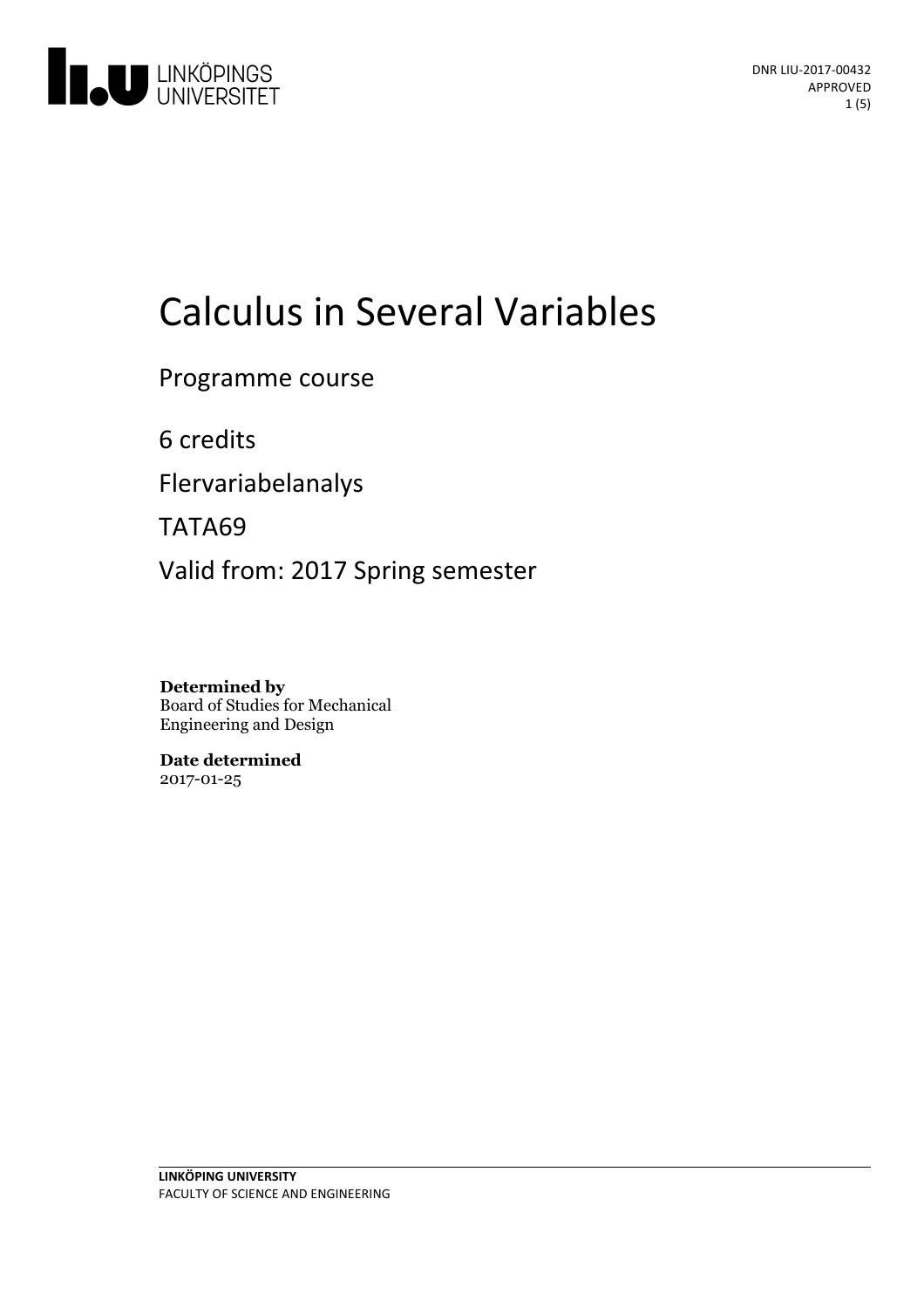DNR LIU-2017-00432
APPROVED

# Calculus in Several Variables

Programme course

6 credits

Flervariabelanalys

TATA69

Valid from: 2017 Spring semester

**Determined by**
Board of Studies for Mechanical Engineering and Design

**Date determined**
2017-01-25

**LINKÖPING UNIVERSITY**
FACULTY OF SCIENCE AND ENGINEERING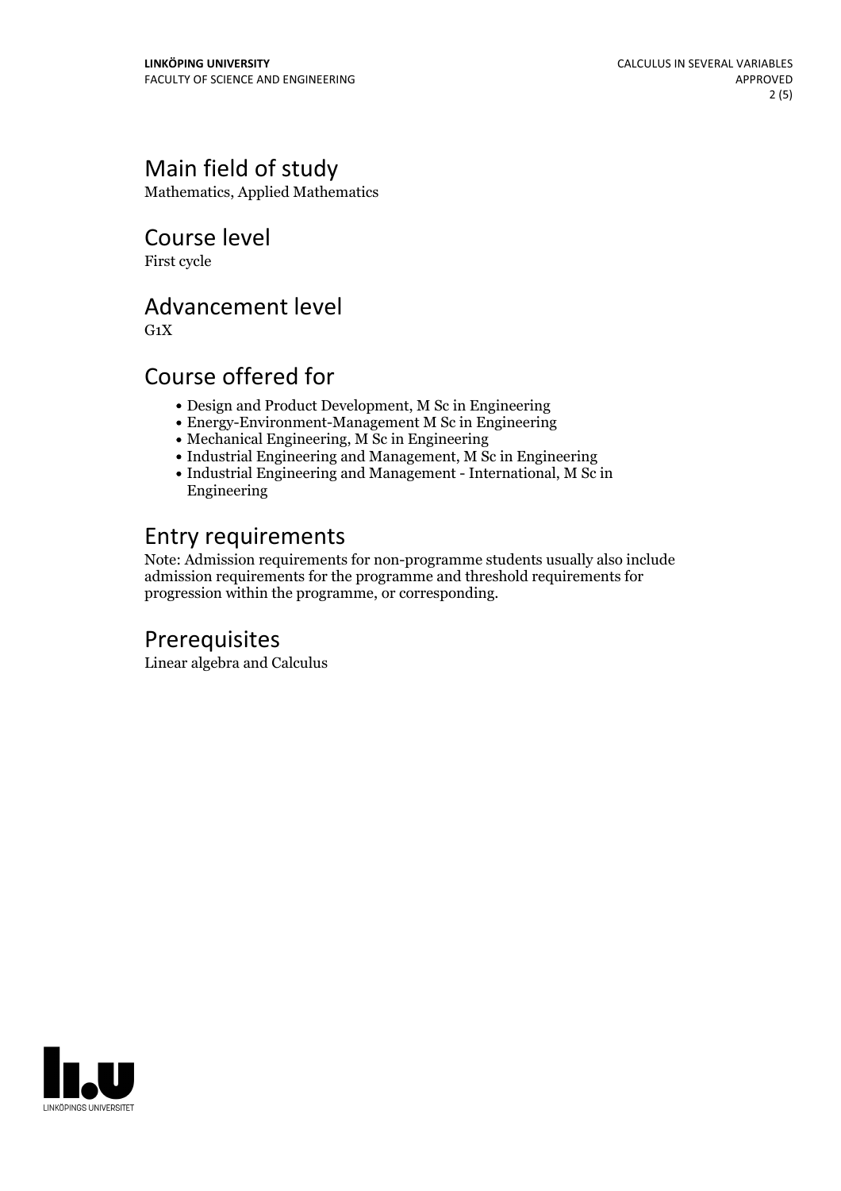## Main field of study

Mathematics, Applied Mathematics

## Course level

First cycle

## Advancement level

G1X

## Course offered for

- Design and Product Development, M Sc in Engineering
- Energy-Environment-Management M Sc in Engineering
- Mechanical Engineering, M Sc in Engineering
- Industrial Engineering and Management, M Sc in Engineering
- Industrial Engineering and Management - International, M Sc in Engineering

## Entry requirements

Note: Admission requirements for non-programme students usually also include admission requirements for the programme and threshold requirements for progression within the programme, or corresponding.

## Prerequisites

Linear algebra and Calculus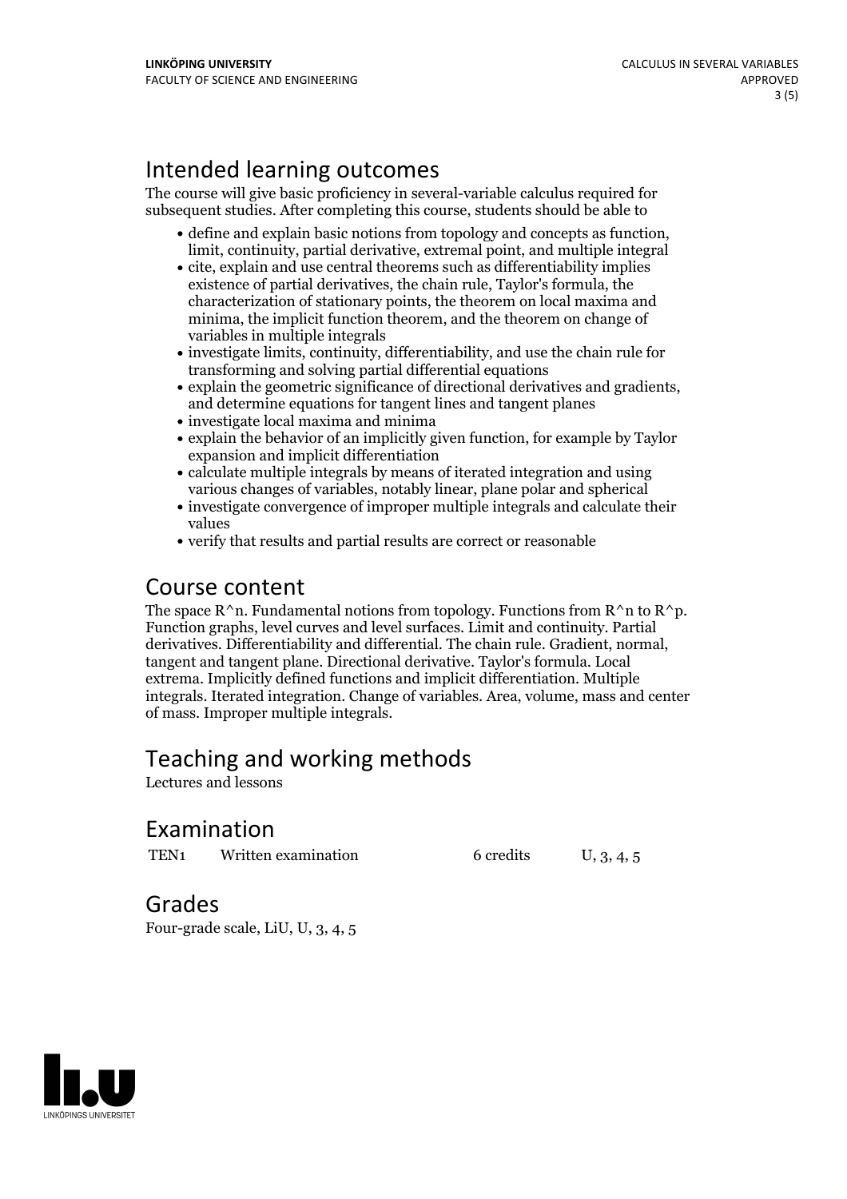# Intended learning outcomes

The course will give basic proficiency in several-variable calculus required for subsequent studies. After completing this course, students should be able to

- define and explain basic notions from topology and concepts as function, limit, continuity, partial derivative, extremal point, and multiple integral
- cite, explain and use central theorems such as differentiability implies existence of partial derivatives, the chain rule, Taylor's formula, the characterization of stationary points, the theorem on local maxima and minima, the implicit function theorem, and the theorem on change of variables in multiple integrals
- investigate limits, continuity, differentiability, and use the chain rule for transforming and solving partial differential equations
- explain the geometric significance of directional derivatives and gradients, and determine equations for tangent lines and tangent planes
- investigate local maxima and minima
- explain the behavior of an implicitly given function, for example by Taylor expansion and implicit differentiation
- calculate multiple integrals by means of iterated integration and using various changes of variables, notably linear, plane polar and spherical
- investigate convergence of improper multiple integrals and calculate their values
- verify that results and partial results are correct or reasonable

# Course content

The space $R^n$. Fundamental notions from topology. Functions from $R^n$ to $R^p$. Function graphs, level curves and level surfaces. Limit and continuity. Partial derivatives. Differentiability and differential. The chain rule. Gradient, normal, tangent and tangent plane. Directional derivative. Taylor's formula. Local extrema. Implicitly defined functions and implicit differentiation. Multiple integrals. Iterated integration. Change of variables. Area, volume, mass and center of mass. Improper multiple integrals.

# Teaching and working methods

Lectures and lessons

# Examination

| | | | |
|---|---|---|---|
| TEN1 | Written examination | 6 credits | U, 3, 4, 5 |

# Grades

Four-grade scale, LiU, U, 3, 4, 5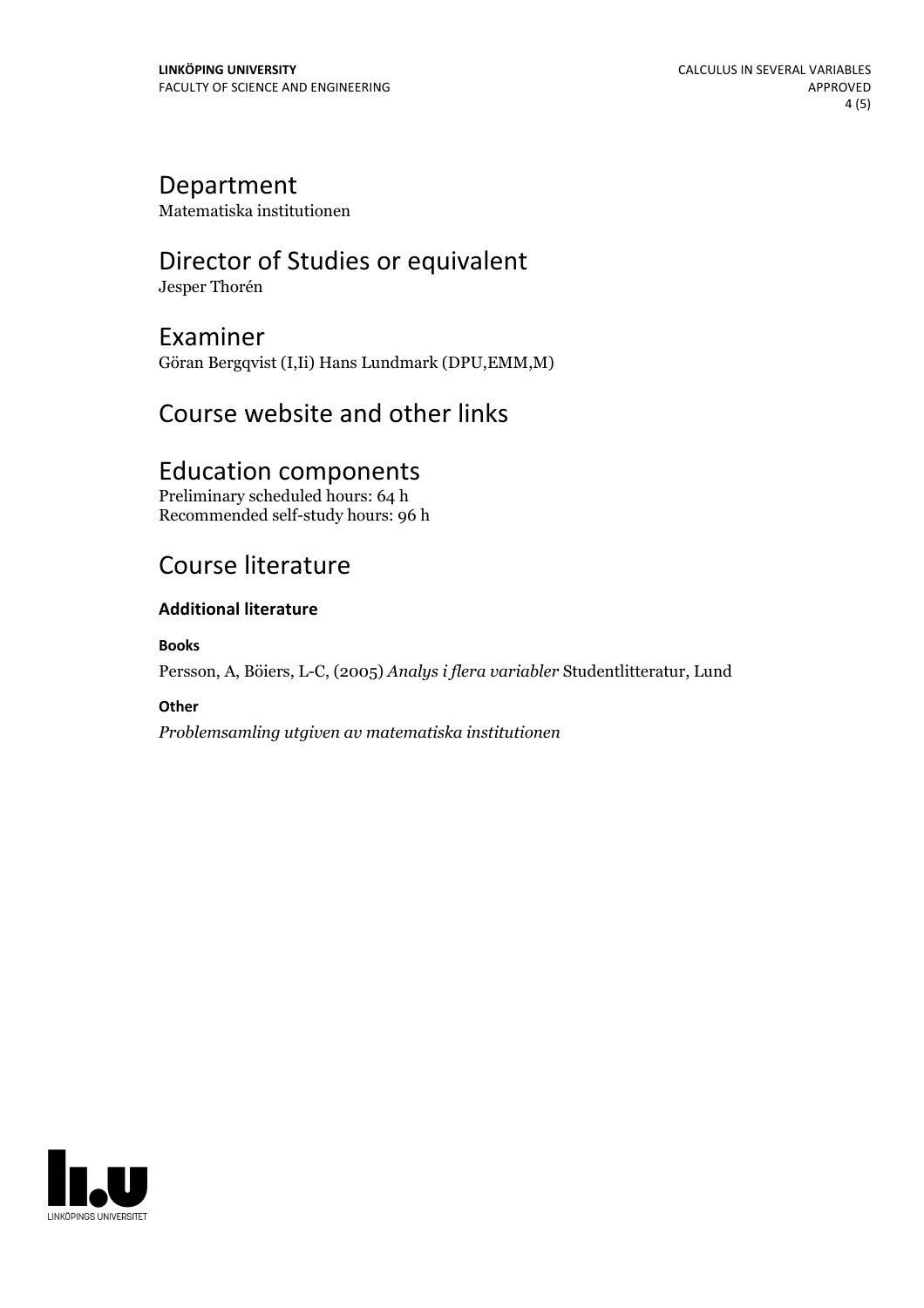# Department
Matematiska institutionen

# Director of Studies or equivalent
Jesper Thorén

# Examiner
Göran Bergqvist (I,Ii) Hans Lundmark (DPU,EMM,M)

# Course website and other links

# Education components
Preliminary scheduled hours: 64 h
Recommended self-study hours: 96 h

# Course literature

### Additional literature

#### Books

Persson, A, Böiers, L-C, (2005) *Analys i flera variabler* Studentlitteratur, Lund

#### Other

*Problemsamling utgiven av matematiska institutionen*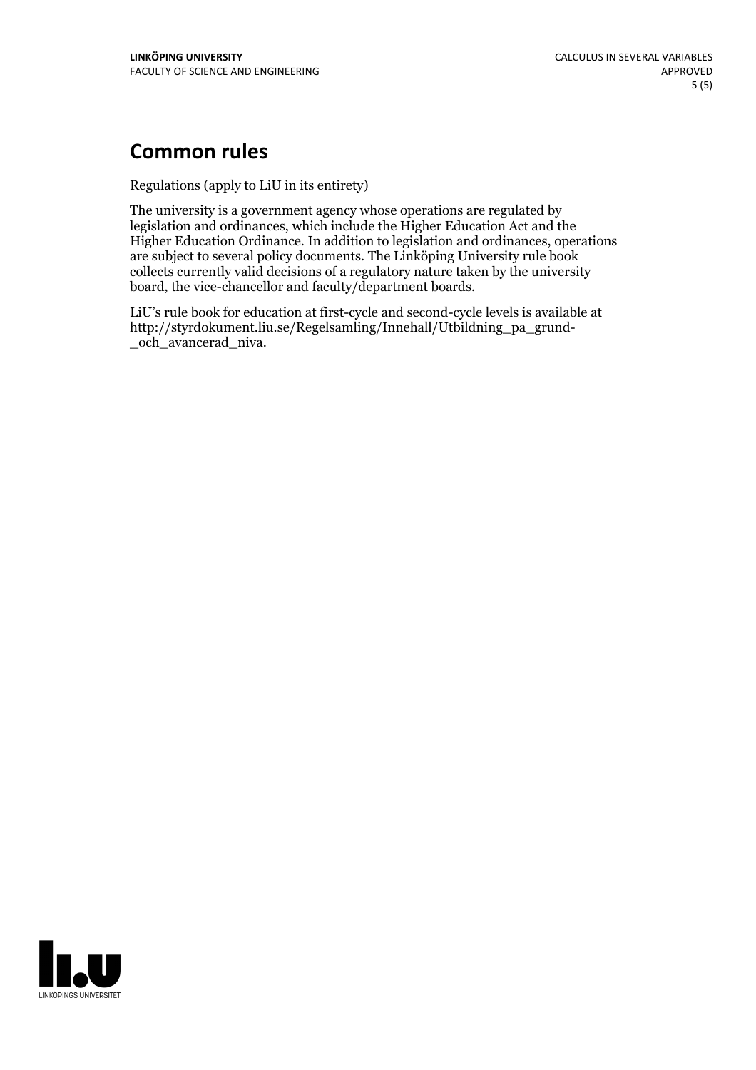## Common rules

Regulations (apply to LiU in its entirety)

The university is a government agency whose operations are regulated by legislation and ordinances, which include the Higher Education Act and the Higher Education Ordinance. In addition to legislation and ordinances, operations are subject to several policy documents. The Linköping University rule book collects currently valid decisions of a regulatory nature taken by the university board, the vice-chancellor and faculty/department boards.

LiU's rule book for education at first-cycle and second-cycle levels is available at http://styrdokument.liu.se/Regelsamling/Innehall/Utbildning_pa_grund-_och_avancerad_niva.